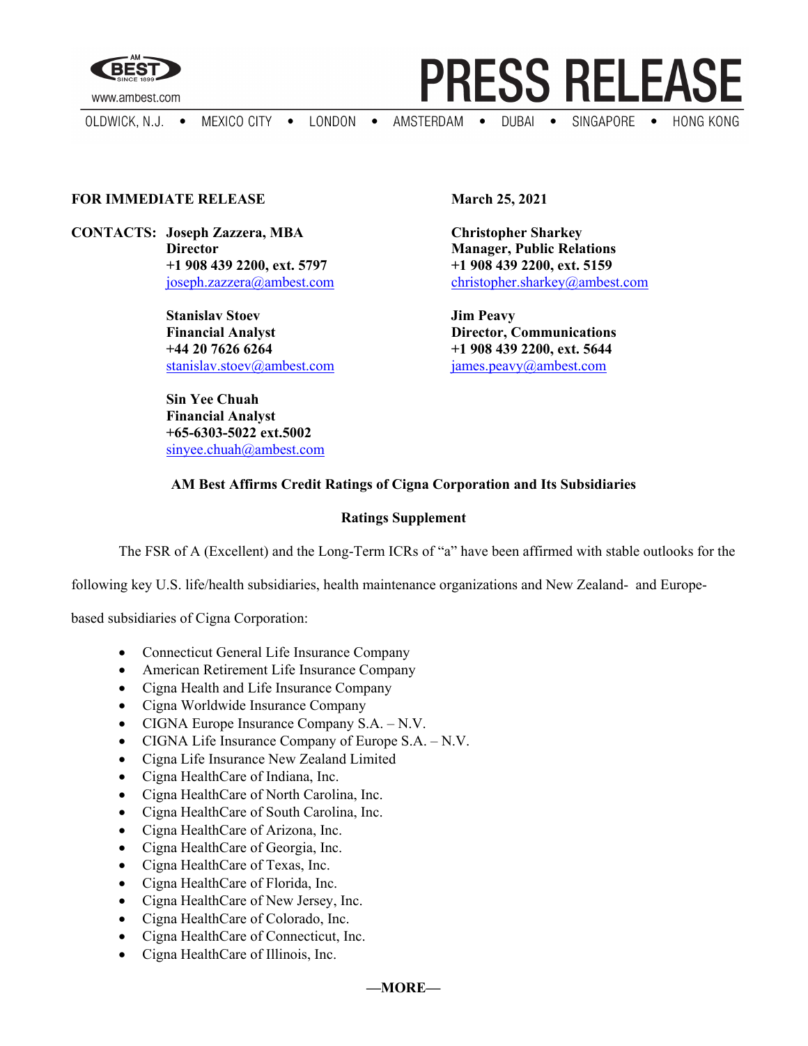**PRESS RELEASE**

OLDWICK, N.J. • MEXICO CITY • LONDON • AMSTERDAM • DUBAI • SINGAPORE • HONG KONG

www.ambest.com

**FOR IMMEDIATE RELEASE**

**March 25, 2021**

**CONTACTS:**

**Joseph Zazzera, MBA**
**Director**
**+1 908 439 2200, ext. 5797**
joseph.zazzera@ambest.com

**Stanislav Stoev**
**Financial Analyst**
**+44 20 7626 6264**
stanislav.stoev@ambest.com

**Sin Yee Chuah**
**Financial Analyst**
**+65-6303-5022 ext.5002**
sinyee.chuah@ambest.com

**Christopher Sharkey**
**Manager, Public Relations**
**+1 908 439 2200, ext. 5159**
christopher.sharkey@ambest.com

**Jim Peavy**
**Director, Communications**
**+1 908 439 2200, ext. 5644**
james.peavy@ambest.com

**AM Best Affirms Credit Ratings of Cigna Corporation and Its Subsidiaries**

**Ratings Supplement**

The FSR of A (Excellent) and the Long-Term ICRs of “a” have been affirmed with stable outlooks for the following key U.S. life/health subsidiaries, health maintenance organizations and New Zealand- and Europe-based subsidiaries of Cigna Corporation:

- Connecticut General Life Insurance Company
- American Retirement Life Insurance Company
- Cigna Health and Life Insurance Company
- Cigna Worldwide Insurance Company
- CIGNA Europe Insurance Company S.A. – N.V.
- CIGNA Life Insurance Company of Europe S.A. – N.V.
- Cigna Life Insurance New Zealand Limited
- Cigna HealthCare of Indiana, Inc.
- Cigna HealthCare of North Carolina, Inc.
- Cigna HealthCare of South Carolina, Inc.
- Cigna HealthCare of Arizona, Inc.
- Cigna HealthCare of Georgia, Inc.
- Cigna HealthCare of Texas, Inc.
- Cigna HealthCare of Florida, Inc.
- Cigna HealthCare of New Jersey, Inc.
- Cigna HealthCare of Colorado, Inc.
- Cigna HealthCare of Connecticut, Inc.
- Cigna HealthCare of Illinois, Inc.

**—MORE—**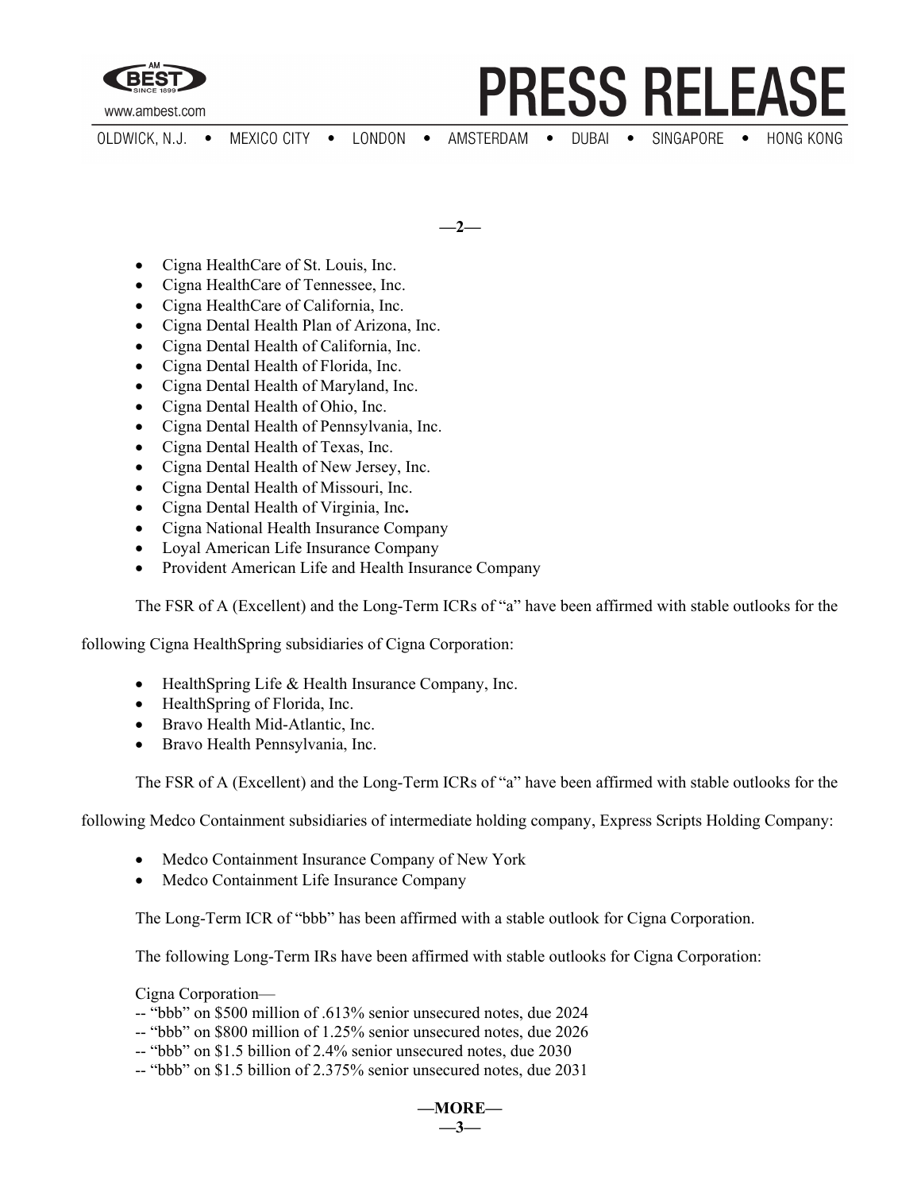- Cigna HealthCare of St. Louis, Inc.
- Cigna HealthCare of Tennessee, Inc.
- Cigna HealthCare of California, Inc.
- Cigna Dental Health Plan of Arizona, Inc.
- Cigna Dental Health of California, Inc.
- Cigna Dental Health of Florida, Inc.
- Cigna Dental Health of Maryland, Inc.
- Cigna Dental Health of Ohio, Inc.
- Cigna Dental Health of Pennsylvania, Inc.
- Cigna Dental Health of Texas, Inc.
- Cigna Dental Health of New Jersey, Inc.
- Cigna Dental Health of Missouri, Inc.
- Cigna Dental Health of Virginia, Inc**.**
- Cigna National Health Insurance Company
- Loyal American Life Insurance Company
- Provident American Life and Health Insurance Company

The FSR of A (Excellent) and the Long-Term ICRs of "a" have been affirmed with stable outlooks for the following Cigna HealthSpring subsidiaries of Cigna Corporation:

- HealthSpring Life & Health Insurance Company, Inc.
- HealthSpring of Florida, Inc.
- Bravo Health Mid-Atlantic, Inc.
- Bravo Health Pennsylvania, Inc.

The FSR of A (Excellent) and the Long-Term ICRs of "a" have been affirmed with stable outlooks for the following Medco Containment subsidiaries of intermediate holding company, Express Scripts Holding Company:

- Medco Containment Insurance Company of New York
- Medco Containment Life Insurance Company

The Long-Term ICR of "bbb" has been affirmed with a stable outlook for Cigna Corporation.

The following Long-Term IRs have been affirmed with stable outlooks for Cigna Corporation:

Cigna Corporation—
-- "bbb" on $500 million of .613% senior unsecured notes, due 2024
-- "bbb" on $800 million of 1.25% senior unsecured notes, due 2026
-- "bbb" on $1.5 billion of 2.4% senior unsecured notes, due 2030
-- "bbb" on $1.5 billion of 2.375% senior unsecured notes, due 2031

**—MORE—**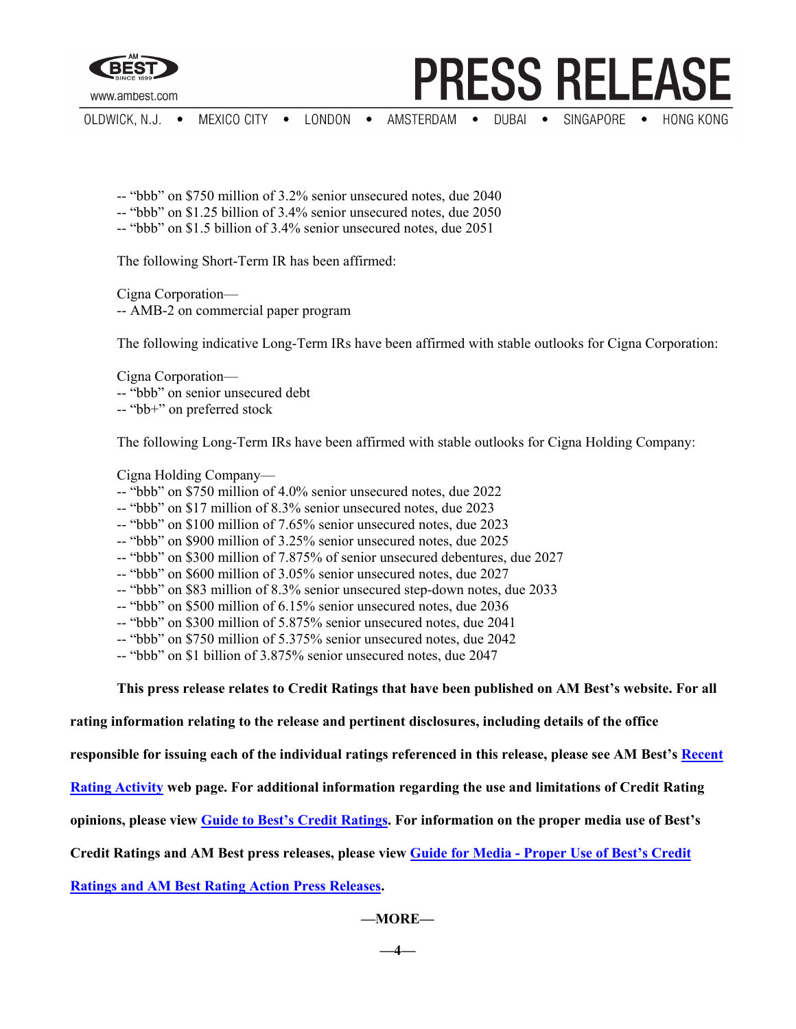-- "bbb" on $750 million of 3.2% senior unsecured notes, due 2040
-- "bbb" on $1.25 billion of 3.4% senior unsecured notes, due 2050
-- "bbb" on $1.5 billion of 3.4% senior unsecured notes, due 2051

The following Short-Term IR has been affirmed:

Cigna Corporation—
-- AMB-2 on commercial paper program

The following indicative Long-Term IRs have been affirmed with stable outlooks for Cigna Corporation:

Cigna Corporation—
-- "bbb" on senior unsecured debt
-- "bb+" on preferred stock

The following Long-Term IRs have been affirmed with stable outlooks for Cigna Holding Company:

Cigna Holding Company—
-- "bbb" on $750 million of 4.0% senior unsecured notes, due 2022
-- "bbb" on $17 million of 8.3% senior unsecured notes, due 2023
-- "bbb" on $100 million of 7.65% senior unsecured notes, due 2023
-- "bbb" on $900 million of 3.25% senior unsecured notes, due 2025
-- "bbb" on $300 million of 7.875% of senior unsecured debentures, due 2027
-- "bbb" on $600 million of 3.05% senior unsecured notes, due 2027
-- "bbb" on $83 million of 8.3% senior unsecured step-down notes, due 2033
-- "bbb" on $500 million of 6.15% senior unsecured notes, due 2036
-- "bbb" on $300 million of 5.875% senior unsecured notes, due 2041
-- "bbb" on $750 million of 5.375% senior unsecured notes, due 2042
-- "bbb" on $1 billion of 3.875% senior unsecured notes, due 2047

**This press release relates to Credit Ratings that have been published on AM Best's website. For all rating information relating to the release and pertinent disclosures, including details of the office responsible for issuing each of the individual ratings referenced in this release, please see AM Best's Recent Rating Activity web page. For additional information regarding the use and limitations of Credit Rating opinions, please view Guide to Best's Credit Ratings. For information on the proper media use of Best's Credit Ratings and AM Best press releases, please view Guide for Media - Proper Use of Best's Credit Ratings and AM Best Rating Action Press Releases.**

**—MORE—**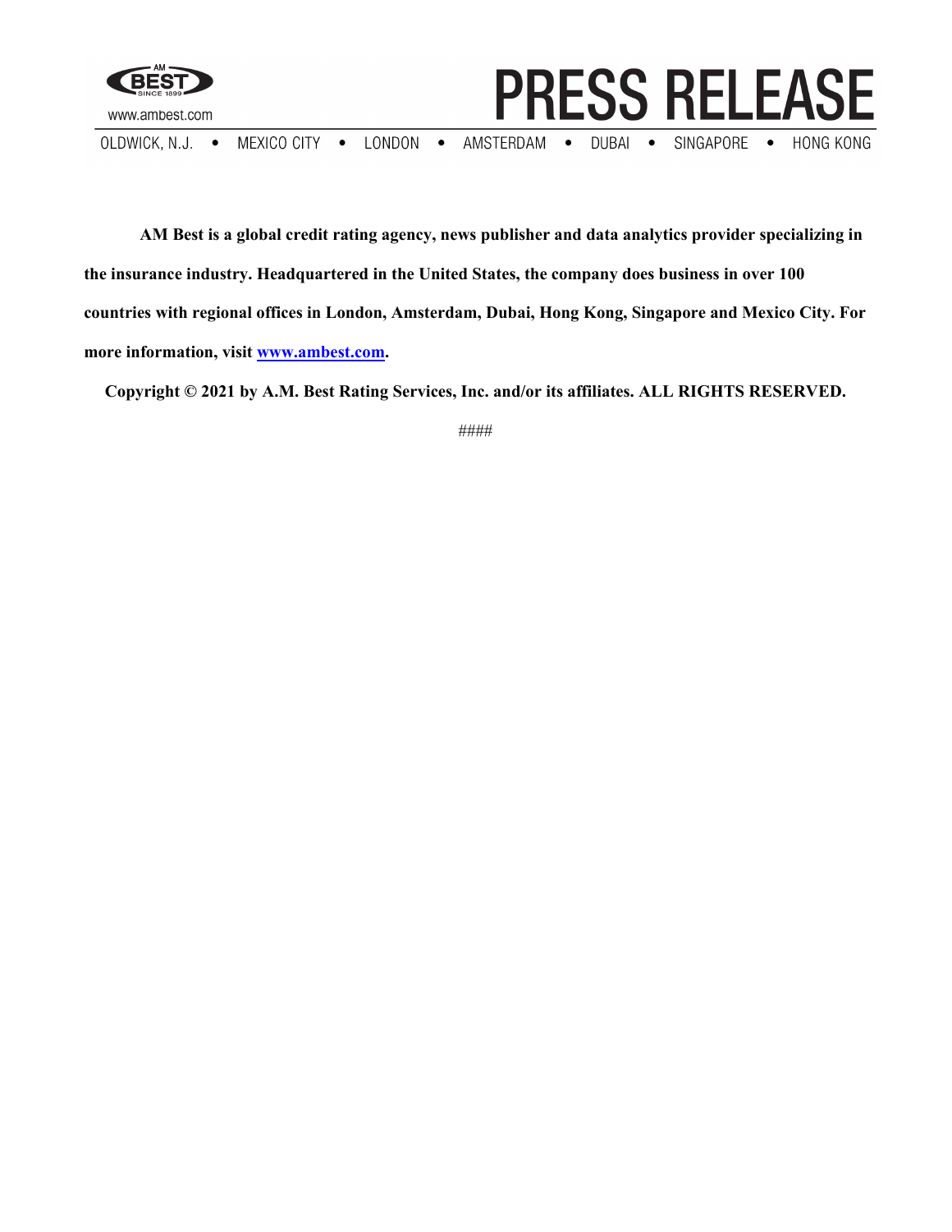**AM Best is a global credit rating agency, news publisher and data analytics provider specializing in the insurance industry. Headquartered in the United States, the company does business in over 100 countries with regional offices in London, Amsterdam, Dubai, Hong Kong, Singapore and Mexico City. For more information, visit www.ambest.com.**

**Copyright © 2021 by A.M. Best Rating Services, Inc. and/or its affiliates. ALL RIGHTS RESERVED.**

####